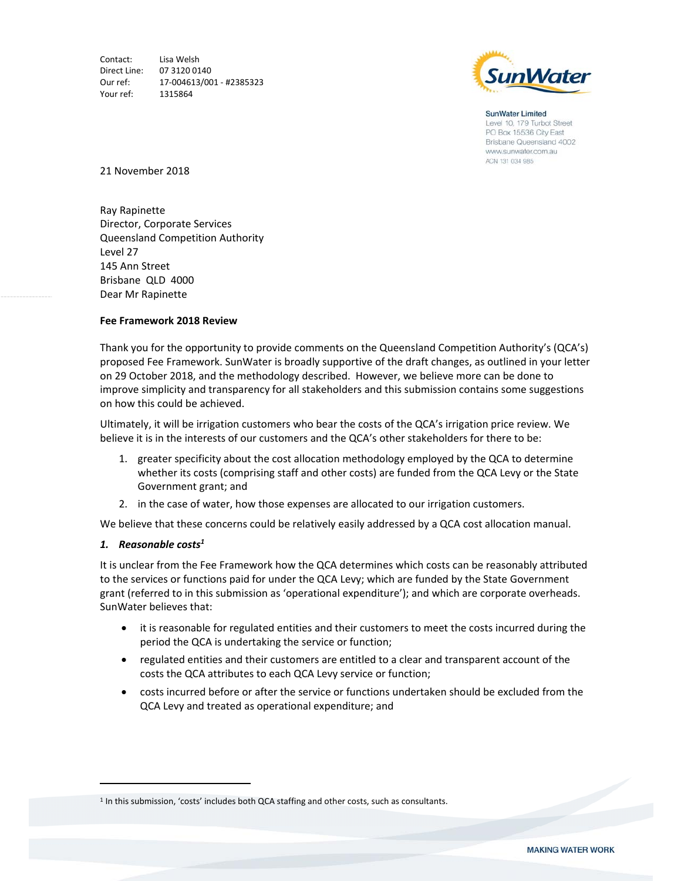Contact: Lisa Welsh
Direct Line: 07 3120 0140
Our ref: 17-004613/001 - #2385323
Your ref: 1315864

SunWater Limited
Level 10, 179 Turbot Street
PO Box 15536 City East
Brisbane Queensland 4002
www.sunwater.com.au
ACN 131 034 985

21 November 2018

Ray Rapinette
Director, Corporate Services
Queensland Competition Authority
Level 27
145 Ann Street
Brisbane QLD 4000

Dear Mr Rapinette

**Fee Framework 2018 Review**

Thank you for the opportunity to provide comments on the Queensland Competition Authority's (QCA's) proposed Fee Framework. SunWater is broadly supportive of the draft changes, as outlined in your letter on 29 October 2018, and the methodology described. However, we believe more can be done to improve simplicity and transparency for all stakeholders and this submission contains some suggestions on how this could be achieved.

Ultimately, it will be irrigation customers who bear the costs of the QCA's irrigation price review. We believe it is in the interests of our customers and the QCA's other stakeholders for there to be:

1. greater specificity about the cost allocation methodology employed by the QCA to determine whether its costs (comprising staff and other costs) are funded from the QCA Levy or the State Government grant; and
2. in the case of water, how those expenses are allocated to our irrigation customers.

We believe that these concerns could be relatively easily addressed by a QCA cost allocation manual.

### *1. Reasonable costs*[1]

It is unclear from the Fee Framework how the QCA determines which costs can be reasonably attributed to the services or functions paid for under the QCA Levy; which are funded by the State Government grant (referred to in this submission as 'operational expenditure'); and which are corporate overheads. SunWater believes that:

- it is reasonable for regulated entities and their customers to meet the costs incurred during the period the QCA is undertaking the service or function;
- regulated entities and their customers are entitled to a clear and transparent account of the costs the QCA attributes to each QCA Levy service or function;
- costs incurred before or after the service or functions undertaken should be excluded from the QCA Levy and treated as operational expenditure; and

[1] In this submission, 'costs' includes both QCA staffing and other costs, such as consultants.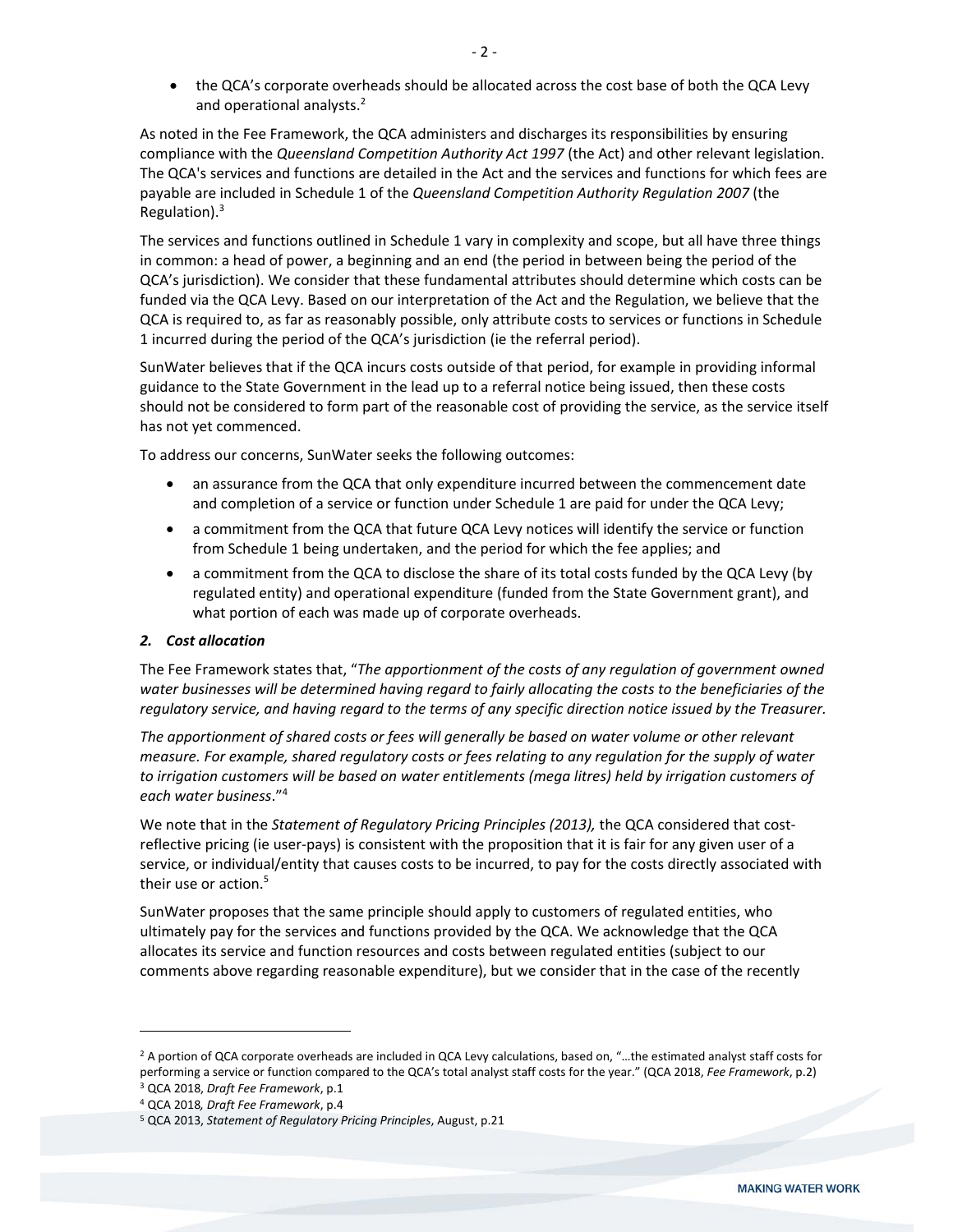- the QCA's corporate overheads should be allocated across the cost base of both the QCA Levy and operational analysts.[2]

As noted in the Fee Framework, the QCA administers and discharges its responsibilities by ensuring compliance with the *Queensland Competition Authority Act 1997* (the Act) and other relevant legislation. The QCA's services and functions are detailed in the Act and the services and functions for which fees are payable are included in Schedule 1 of the *Queensland Competition Authority Regulation 2007* (the Regulation).[3]

The services and functions outlined in Schedule 1 vary in complexity and scope, but all have three things in common: a head of power, a beginning and an end (the period in between being the period of the QCA's jurisdiction). We consider that these fundamental attributes should determine which costs can be funded via the QCA Levy. Based on our interpretation of the Act and the Regulation, we believe that the QCA is required to, as far as reasonably possible, only attribute costs to services or functions in Schedule 1 incurred during the period of the QCA's jurisdiction (ie the referral period).

SunWater believes that if the QCA incurs costs outside of that period, for example in providing informal guidance to the State Government in the lead up to a referral notice being issued, then these costs should not be considered to form part of the reasonable cost of providing the service, as the service itself has not yet commenced.

To address our concerns, SunWater seeks the following outcomes:

- an assurance from the QCA that only expenditure incurred between the commencement date and completion of a service or function under Schedule 1 are paid for under the QCA Levy;
- a commitment from the QCA that future QCA Levy notices will identify the service or function from Schedule 1 being undertaken, and the period for which the fee applies; and
- a commitment from the QCA to disclose the share of its total costs funded by the QCA Levy (by regulated entity) and operational expenditure (funded from the State Government grant), and what portion of each was made up of corporate overheads.

### *2. Cost allocation*

The Fee Framework states that, "*The apportionment of the costs of any regulation of government owned water businesses will be determined having regard to fairly allocating the costs to the beneficiaries of the regulatory service, and having regard to the terms of any specific direction notice issued by the Treasurer.*

*The apportionment of shared costs or fees will generally be based on water volume or other relevant measure. For example, shared regulatory costs or fees relating to any regulation for the supply of water to irrigation customers will be based on water entitlements (mega litres) held by irrigation customers of each water business*."[4]

We note that in the *Statement of Regulatory Pricing Principles (2013),* the QCA considered that cost-reflective pricing (ie user-pays) is consistent with the proposition that it is fair for any given user of a service, or individual/entity that causes costs to be incurred, to pay for the costs directly associated with their use or action.[5]

SunWater proposes that the same principle should apply to customers of regulated entities, who ultimately pay for the services and functions provided by the QCA. We acknowledge that the QCA allocates its service and function resources and costs between regulated entities (subject to our comments above regarding reasonable expenditure), but we consider that in the case of the recently

---

[2] A portion of QCA corporate overheads are included in QCA Levy calculations, based on, "…the estimated analyst staff costs for performing a service or function compared to the QCA's total analyst staff costs for the year." (QCA 2018, *Fee Framework*, p.2)

[3] QCA 2018, *Draft Fee Framework*, p.1

[4] QCA 2018*, Draft Fee Framework*, p.4

[5] QCA 2013, *Statement of Regulatory Pricing Principles*, August, p.21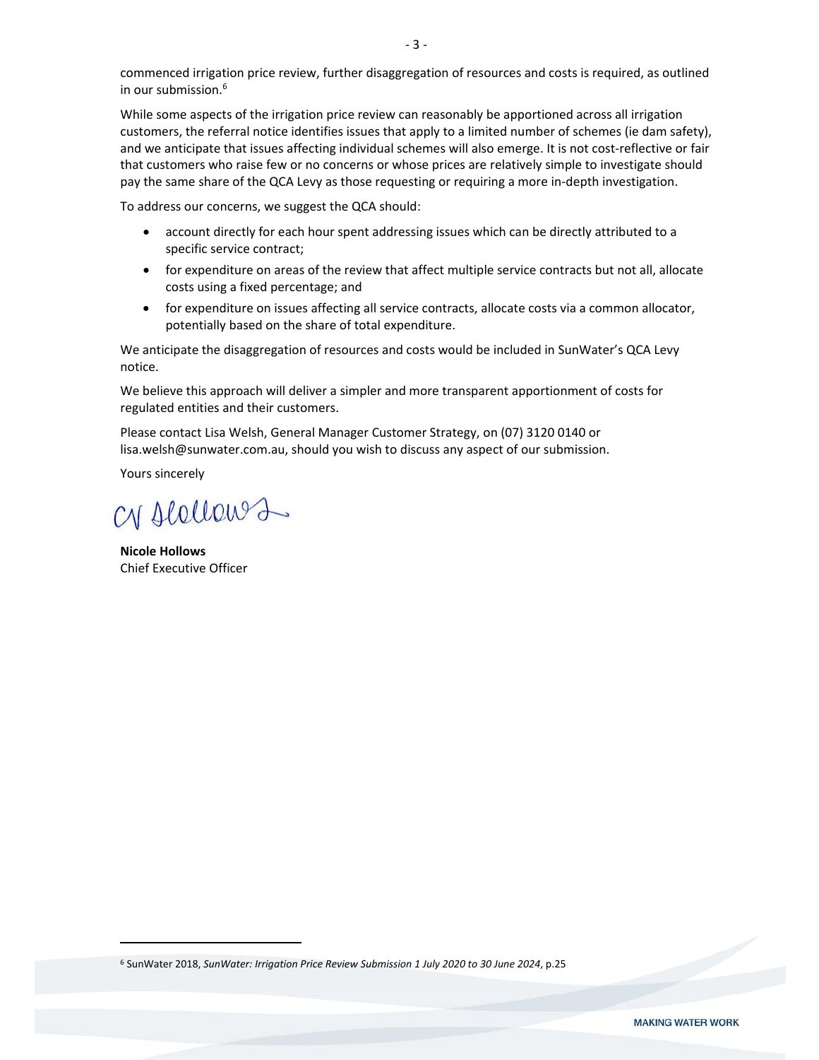commenced irrigation price review, further disaggregation of resources and costs is required, as outlined in our submission.[6]

While some aspects of the irrigation price review can reasonably be apportioned across all irrigation customers, the referral notice identifies issues that apply to a limited number of schemes (ie dam safety), and we anticipate that issues affecting individual schemes will also emerge. It is not cost-reflective or fair that customers who raise few or no concerns or whose prices are relatively simple to investigate should pay the same share of the QCA Levy as those requesting or requiring a more in-depth investigation.

To address our concerns, we suggest the QCA should:

- account directly for each hour spent addressing issues which can be directly attributed to a specific service contract;
- for expenditure on areas of the review that affect multiple service contracts but not all, allocate costs using a fixed percentage; and
- for expenditure on issues affecting all service contracts, allocate costs via a common allocator, potentially based on the share of total expenditure.

We anticipate the disaggregation of resources and costs would be included in SunWater's QCA Levy notice.

We believe this approach will deliver a simpler and more transparent apportionment of costs for regulated entities and their customers.

Please contact Lisa Welsh, General Manager Customer Strategy, on (07) 3120 0140 or lisa.welsh@sunwater.com.au, should you wish to discuss any aspect of our submission.

Yours sincerely

**Nicole Hollows**
Chief Executive Officer

[6] SunWater 2018, *SunWater: Irrigation Price Review Submission 1 July 2020 to 30 June 2024*, p.25

MAKING WATER WORK